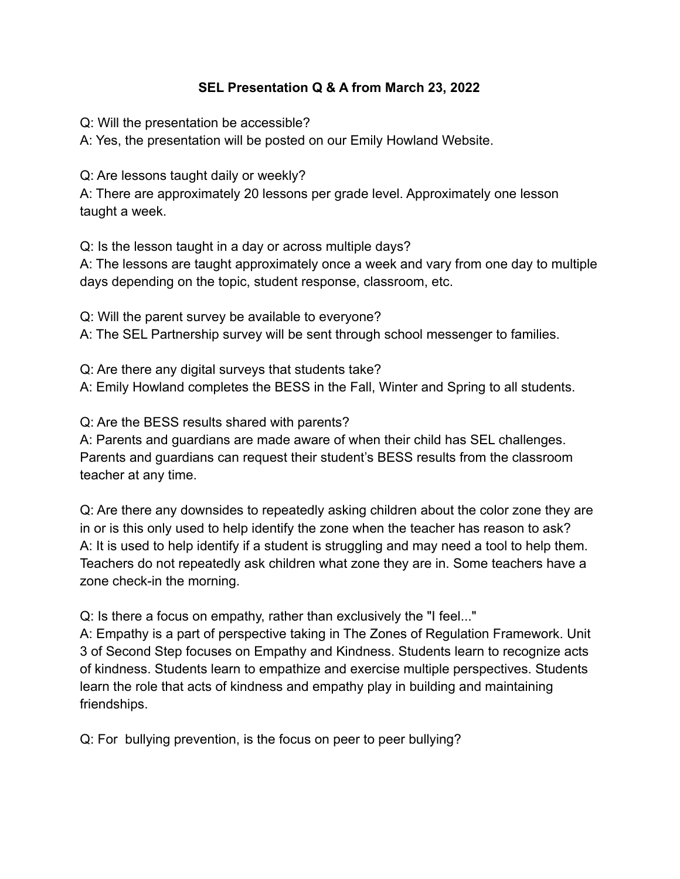# SEL Presentation Q & A from March 23, 2022

Q: Will the presentation be accessible?
A: Yes, the presentation will be posted on our Emily Howland Website.

Q: Are lessons taught daily or weekly?
A: There are approximately 20 lessons per grade level. Approximately one lesson taught a week.

Q: Is the lesson taught in a day or across multiple days?
A: The lessons are taught approximately once a week and vary from one day to multiple days depending on the topic, student response, classroom, etc.

Q: Will the parent survey be available to everyone?
A: The SEL Partnership survey will be sent through school messenger to families.

Q: Are there any digital surveys that students take?
A: Emily Howland completes the BESS in the Fall, Winter and Spring to all students.

Q: Are the BESS results shared with parents?
A: Parents and guardians are made aware of when their child has SEL challenges. Parents and guardians can request their student's BESS results from the classroom teacher at any time.

Q: Are there any downsides to repeatedly asking children about the color zone they are in or is this only used to help identify the zone when the teacher has reason to ask?
A: It is used to help identify if a student is struggling and may need a tool to help them. Teachers do not repeatedly ask children what zone they are in. Some teachers have a zone check-in the morning.

Q: Is there a focus on empathy, rather than exclusively the "I feel..."
A: Empathy is a part of perspective taking in The Zones of Regulation Framework. Unit 3 of Second Step focuses on Empathy and Kindness. Students learn to recognize acts of kindness. Students learn to empathize and exercise multiple perspectives. Students learn the role that acts of kindness and empathy play in building and maintaining friendships.

Q: For bullying prevention, is the focus on peer to peer bullying?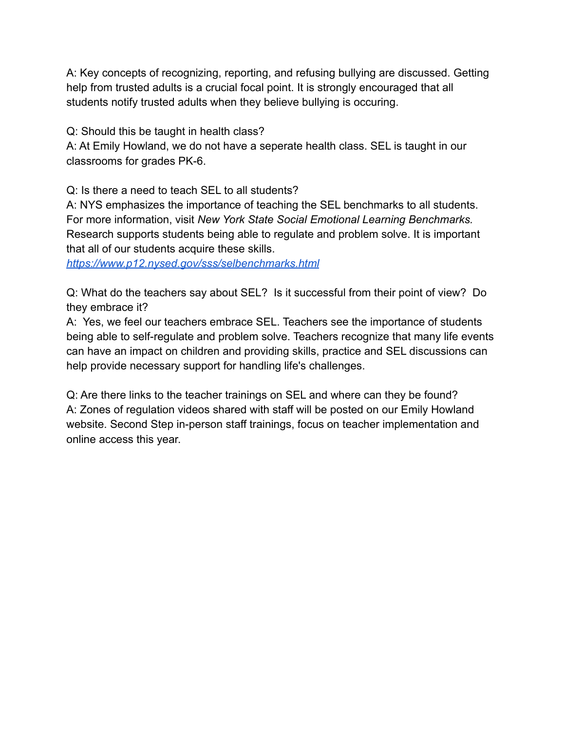A: Key concepts of recognizing, reporting, and refusing bullying are discussed. Getting help from trusted adults is a crucial focal point. It is strongly encouraged that all students notify trusted adults when they believe bullying is occuring.

Q: Should this be taught in health class?
A: At Emily Howland, we do not have a seperate health class. SEL is taught in our classrooms for grades PK-6.

Q: Is there a need to teach SEL to all students?
A: NYS emphasizes the importance of teaching the SEL benchmarks to all students. For more information, visit *New York State Social Emotional Learning Benchmarks.* Research supports students being able to regulate and problem solve. It is important that all of our students acquire these skills.
https://www.p12.nysed.gov/sss/selbenchmarks.html

Q: What do the teachers say about SEL? Is it successful from their point of view? Do they embrace it?
A: Yes, we feel our teachers embrace SEL. Teachers see the importance of students being able to self-regulate and problem solve. Teachers recognize that many life events can have an impact on children and providing skills, practice and SEL discussions can help provide necessary support for handling life's challenges.

Q: Are there links to the teacher trainings on SEL and where can they be found?
A: Zones of regulation videos shared with staff will be posted on our Emily Howland website. Second Step in-person staff trainings, focus on teacher implementation and online access this year.